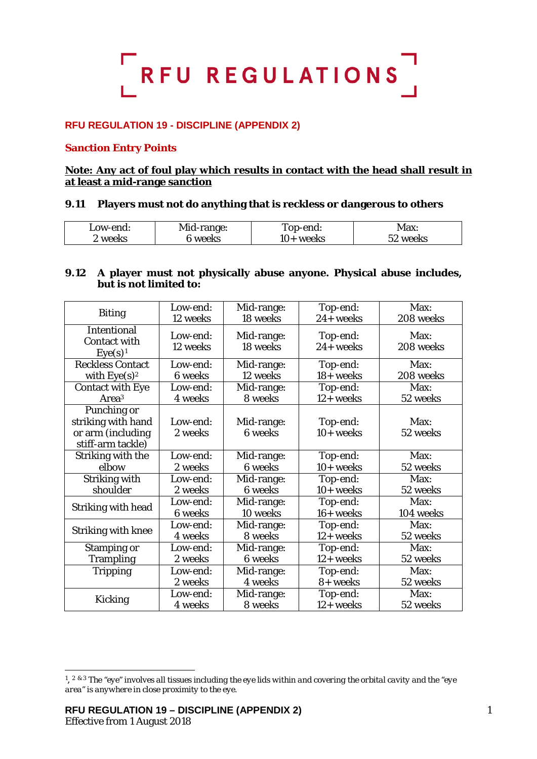# RFU REGULATIONS

## RFU REGULATION 19 - DISCIPLINE (APPENDIX 2)

### Sanction Entry Points

**Note: Any act of foul play which results in contact with the head shall result in at least a mid-range sanction**

### 9.11 Players must not do anything that is reckless or dangerous to others

| Low-end: 2 weeks | Mid-range: 6 weeks | Top-end: 10+ weeks | Max: 52 weeks |
|---|---|---|---|

### 9.12 A player must not physically abuse anyone. Physical abuse includes, but is not limited to:

| Offence | Low-end | Mid-range | Top-end | Max |
|---|---|---|---|---|
| Biting | Low-end: 12 weeks | Mid-range: 18 weeks | Top-end: 24+ weeks | Max: 208 weeks |
| Intentional Contact with Eye(s)[1] | Low-end: 12 weeks | Mid-range: 18 weeks | Top-end: 24+ weeks | Max: 208 weeks |
| Reckless Contact with Eye(s)[2] | Low-end: 6 weeks | Mid-range: 12 weeks | Top-end: 18+ weeks | Max: 208 weeks |
| Contact with Eye Area[3] | Low-end: 4 weeks | Mid-range: 8 weeks | Top-end: 12+ weeks | Max: 52 weeks |
| Punching or striking with hand or arm (including stiff-arm tackle) | Low-end: 2 weeks | Mid-range: 6 weeks | Top-end: 10+ weeks | Max: 52 weeks |
| Striking with the elbow | Low-end: 2 weeks | Mid-range: 6 weeks | Top-end: 10+ weeks | Max: 52 weeks |
| Striking with shoulder | Low-end: 2 weeks | Mid-range: 6 weeks | Top-end: 10+ weeks | Max: 52 weeks |
| Striking with head | Low-end: 6 weeks | Mid-range: 10 weeks | Top-end: 16+ weeks | Max: 104 weeks |
| Striking with knee | Low-end: 4 weeks | Mid-range: 8 weeks | Top-end: 12+ weeks | Max: 52 weeks |
| Stamping or Trampling | Low-end: 2 weeks | Mid-range: 6 weeks | Top-end: 12+ weeks | Max: 52 weeks |
| Tripping | Low-end: 2 weeks | Mid-range: 4 weeks | Top-end: 8+ weeks | Max: 52 weeks |
| Kicking | Low-end: 4 weeks | Mid-range: 8 weeks | Top-end: 12+ weeks | Max: 52 weeks |

[1], [2] & [3] *The "eye" involves all tissues including the eye lids within and covering the orbital cavity and the "eye area" is anywhere in close proximity to the eye.*

**RFU REGULATION 19 – DISCIPLINE (APPENDIX 2)**
Effective from 1 August 2018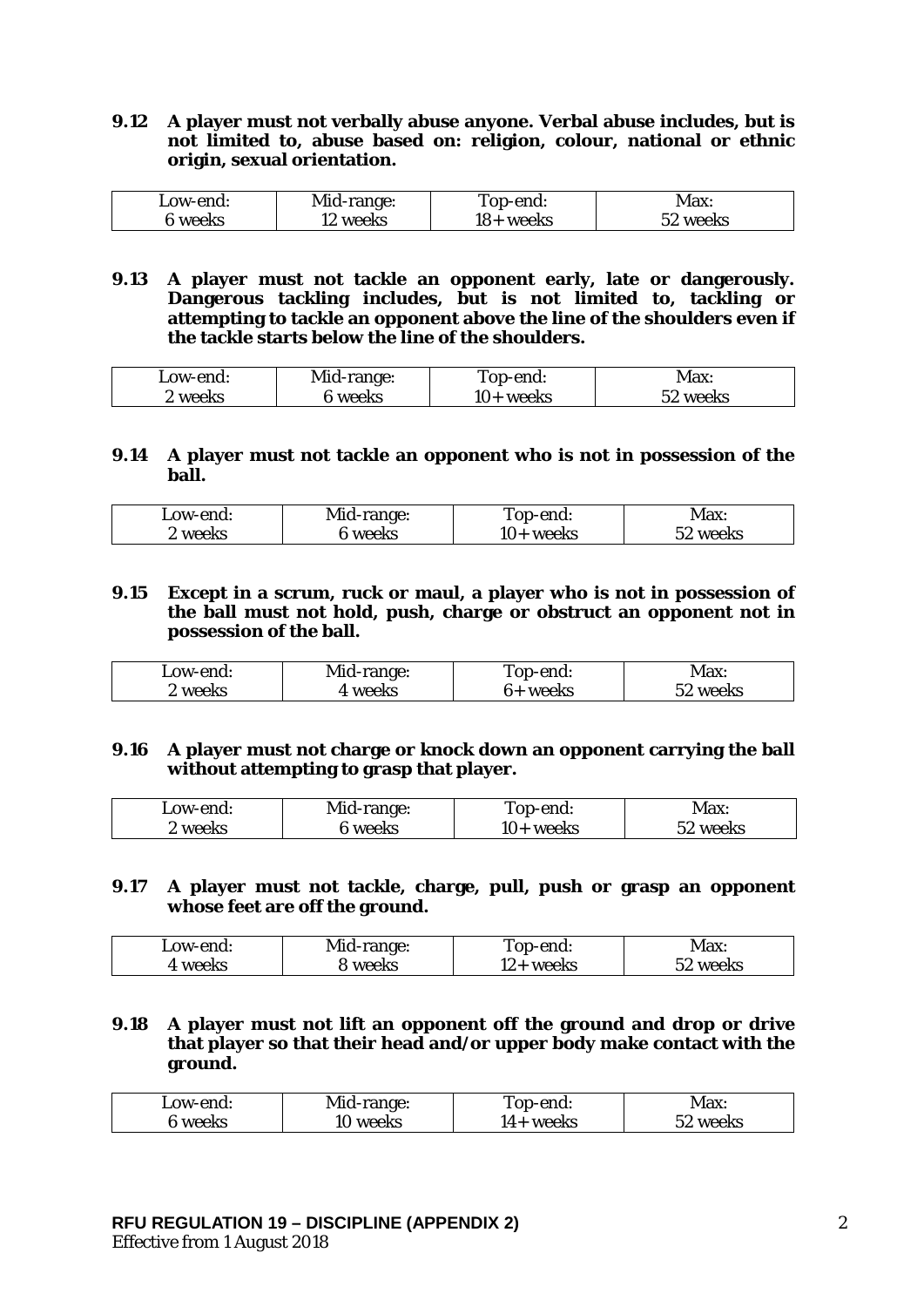**9.12 A player must not verbally abuse anyone. Verbal abuse includes, but is not limited to, abuse based on: religion, colour, national or ethnic origin, sexual orientation.**

| Low-end: 6 weeks | Mid-range: 12 weeks | Top-end: 18+ weeks | Max: 52 weeks |
|---|---|---|---|

**9.13 A player must not tackle an opponent early, late or dangerously. Dangerous tackling includes, but is not limited to, tackling or attempting to tackle an opponent above the line of the shoulders even if the tackle starts below the line of the shoulders.**

| Low-end: 2 weeks | Mid-range: 6 weeks | Top-end: 10+ weeks | Max: 52 weeks |
|---|---|---|---|

**9.14 A player must not tackle an opponent who is not in possession of the ball.**

| Low-end: 2 weeks | Mid-range: 6 weeks | Top-end: 10+ weeks | Max: 52 weeks |
|---|---|---|---|

**9.15 Except in a scrum, ruck or maul, a player who is not in possession of the ball must not hold, push, charge or obstruct an opponent not in possession of the ball.**

| Low-end: 2 weeks | Mid-range: 4 weeks | Top-end: 6+ weeks | Max: 52 weeks |
|---|---|---|---|

**9.16 A player must not charge or knock down an opponent carrying the ball without attempting to grasp that player.**

| Low-end: 2 weeks | Mid-range: 6 weeks | Top-end: 10+ weeks | Max: 52 weeks |
|---|---|---|---|

**9.17 A player must not tackle, charge, pull, push or grasp an opponent whose feet are off the ground.**

| Low-end: 4 weeks | Mid-range: 8 weeks | Top-end: 12+ weeks | Max: 52 weeks |
|---|---|---|---|

**9.18 A player must not lift an opponent off the ground and drop or drive that player so that their head and/or upper body make contact with the ground.**

| Low-end: 6 weeks | Mid-range: 10 weeks | Top-end: 14+ weeks | Max: 52 weeks |
|---|---|---|---|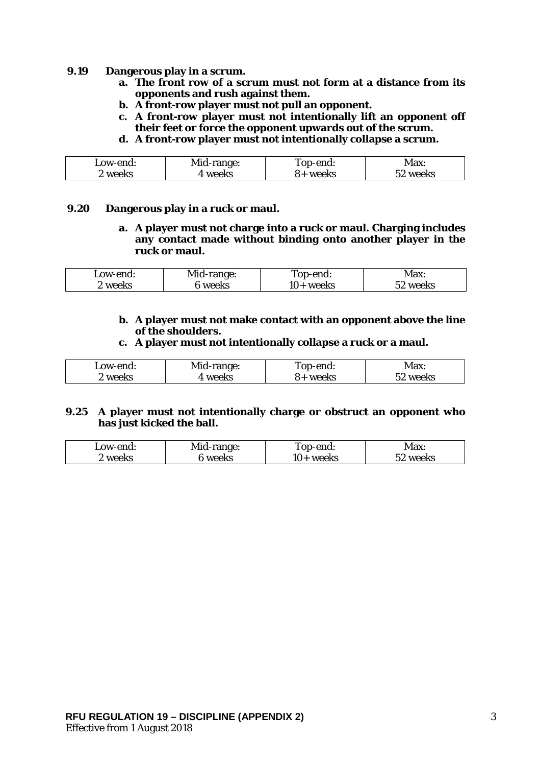**9.19 Dangerous play in a scrum.**

**a. The front row of a scrum must not form at a distance from its opponents and rush against them.**
**b. A front-row player must not pull an opponent.**
**c. A front-row player must not intentionally lift an opponent off their feet or force the opponent upwards out of the scrum.**
**d. A front-row player must not intentionally collapse a scrum.**

| Low-end: 2 weeks | Mid-range: 4 weeks | Top-end: 8+ weeks | Max: 52 weeks |
|---|---|---|---|

**9.20 Dangerous play in a ruck or maul.**

**a. A player must not charge into a ruck or maul. Charging includes any contact made without binding onto another player in the ruck or maul.**

| Low-end: 2 weeks | Mid-range: 6 weeks | Top-end: 10+ weeks | Max: 52 weeks |
|---|---|---|---|

**b. A player must not make contact with an opponent above the line of the shoulders.**
**c. A player must not intentionally collapse a ruck or a maul.**

| Low-end: 2 weeks | Mid-range: 4 weeks | Top-end: 8+ weeks | Max: 52 weeks |
|---|---|---|---|

**9.25 A player must not intentionally charge or obstruct an opponent who has just kicked the ball.**

| Low-end: 2 weeks | Mid-range: 6 weeks | Top-end: 10+ weeks | Max: 52 weeks |
|---|---|---|---|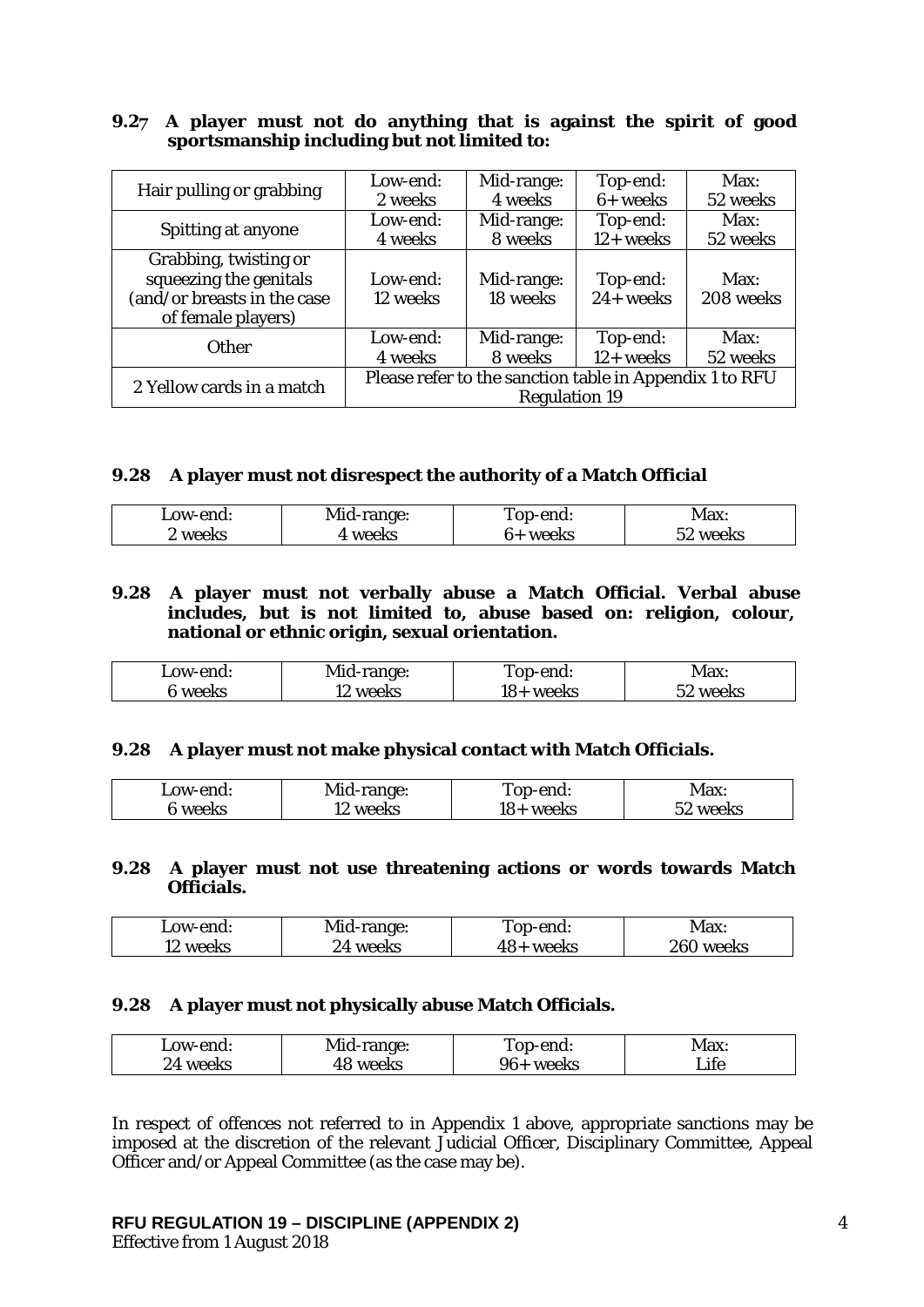**9.27 A player must not do anything that is against the spirit of good sportsmanship including but not limited to:**

| | | | | |
|---|---|---|---|---|
| Hair pulling or grabbing | Low-end: 2 weeks | Mid-range: 4 weeks | Top-end: 6+ weeks | Max: 52 weeks |
| Spitting at anyone | Low-end: 4 weeks | Mid-range: 8 weeks | Top-end: 12+ weeks | Max: 52 weeks |
| Grabbing, twisting or squeezing the genitals (and/or breasts in the case of female players) | Low-end: 12 weeks | Mid-range: 18 weeks | Top-end: 24+ weeks | Max: 208 weeks |
| Other | Low-end: 4 weeks | Mid-range: 8 weeks | Top-end: 12+ weeks | Max: 52 weeks |
| 2 Yellow cards in a match | Please refer to the sanction table in Appendix 1 to RFU Regulation 19 | | | |

**9.28 A player must not disrespect the authority of a Match Official**

| Low-end: | Mid-range: | Top-end: | Max: |
|---|---|---|---|
| 2 weeks | 4 weeks | 6+ weeks | 52 weeks |

**9.28 A player must not verbally abuse a Match Official. Verbal abuse includes, but is not limited to, abuse based on: religion, colour, national or ethnic origin, sexual orientation.**

| Low-end: | Mid-range: | Top-end: | Max: |
|---|---|---|---|
| 6 weeks | 12 weeks | 18+ weeks | 52 weeks |

**9.28 A player must not make physical contact with Match Officials.**

| Low-end: | Mid-range: | Top-end: | Max: |
|---|---|---|---|
| 6 weeks | 12 weeks | 18+ weeks | 52 weeks |

**9.28 A player must not use threatening actions or words towards Match Officials.**

| Low-end: | Mid-range: | Top-end: | Max: |
|---|---|---|---|
| 12 weeks | 24 weeks | 48+ weeks | 260 weeks |

**9.28 A player must not physically abuse Match Officials.**

| Low-end: | Mid-range: | Top-end: | Max: |
|---|---|---|---|
| 24 weeks | 48 weeks | 96+ weeks | Life |

In respect of offences not referred to in Appendix 1 above, appropriate sanctions may be imposed at the discretion of the relevant Judicial Officer, Disciplinary Committee, Appeal Officer and/or Appeal Committee (as the case may be).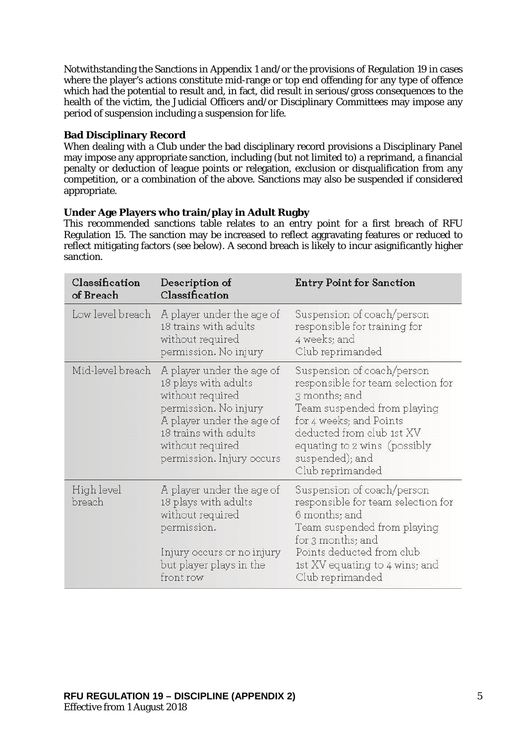Notwithstanding the Sanctions in Appendix 1 and/or the provisions of Regulation 19 in cases where the player's actions constitute mid-range or top end offending for any type of offence which had the potential to result and, in fact, did result in serious/gross consequences to the health of the victim, the Judicial Officers and/or Disciplinary Committees may impose any period of suspension including a suspension for life.

**Bad Disciplinary Record**

When dealing with a Club under the bad disciplinary record provisions a Disciplinary Panel may impose any appropriate sanction, including (but not limited to) a reprimand, a financial penalty or deduction of league points or relegation, exclusion or disqualification from any competition, or a combination of the above. Sanctions may also be suspended if considered appropriate.

**Under Age Players who train/play in Adult Rugby**

This recommended sanctions table relates to an entry point for a first breach of RFU Regulation 15. The sanction may be increased to reflect aggravating features or reduced to reflect mitigating factors (see below). A second breach is likely to incur asignificantly higher sanction.

| Classification of Breach | Description of Classification | Entry Point for Sanction |
|---|---|---|
| Low level breach | A player under the age of 18 trains with adults without required permission. No injury | Suspension of coach/person responsible for training for 4 weeks; and Club reprimanded |
| Mid-level breach | A player under the age of 18 plays with adults without required permission. No injury<br>A player under the age of 18 trains with adults without required permission. Injury occurs | Suspension of coach/person responsible for team selection for 3 months; and Team suspended from playing for 4 weeks; and Points deducted from club 1st XV equating to 2 wins (possibly suspended); and Club reprimanded |
| High level breach | A player under the age of 18 plays with adults without required permission.<br>Injury occurs or no injury but player plays in the front row | Suspension of coach/person responsible for team selection for 6 months; and Team suspended from playing for 3 months; and Points deducted from club 1st XV equating to 4 wins; and Club reprimanded |

**RFU REGULATION 19 – DISCIPLINE (APPENDIX 2)**
Effective from 1 August 2018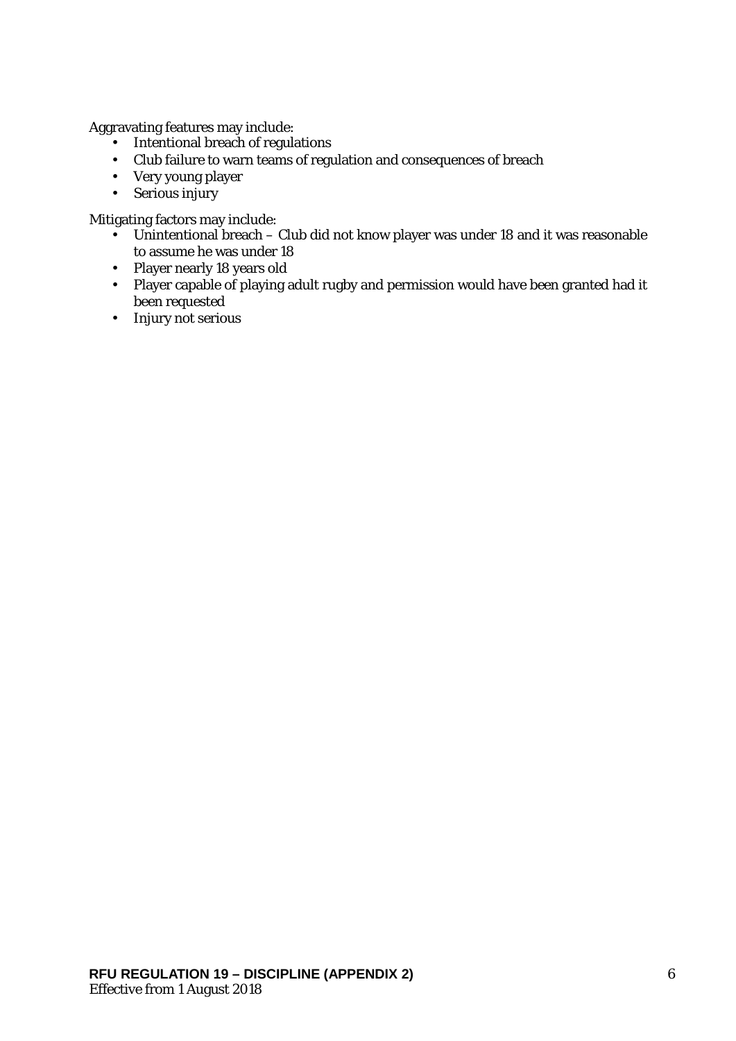Aggravating features may include:

- Intentional breach of regulations
- Club failure to warn teams of regulation and consequences of breach
- Very young player
- Serious injury

Mitigating factors may include:

- Unintentional breach – Club did not know player was under 18 and it was reasonable to assume he was under 18
- Player nearly 18 years old
- Player capable of playing adult rugby and permission would have been granted had it been requested
- Injury not serious